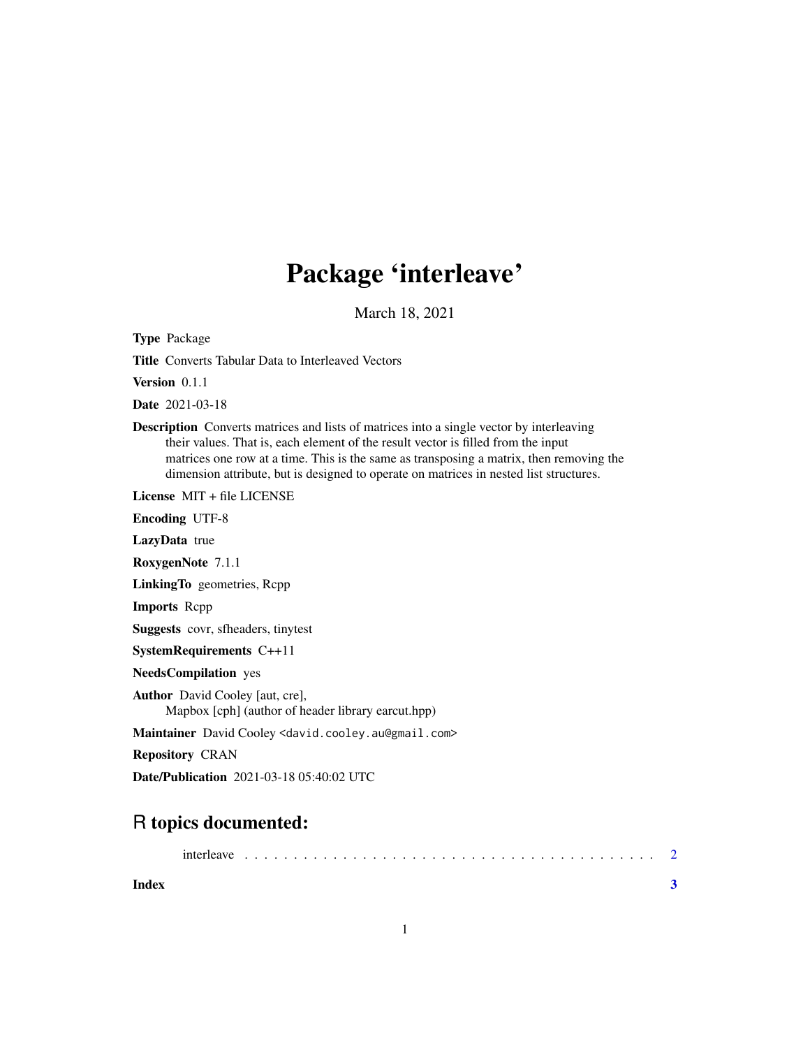# Package 'interleave'

March 18, 2021

**Type** Package

**Title** Converts Tabular Data to Interleaved Vectors

**Version** 0.1.1

**Date** 2021-03-18

**Description** Converts matrices and lists of matrices into a single vector by interleaving their values. That is, each element of the result vector is filled from the input matrices one row at a time. This is the same as transposing a matrix, then removing the dimension attribute, but is designed to operate on matrices in nested list structures.

**License** MIT + file LICENSE

**Encoding** UTF-8

**LazyData** true

**RoxygenNote** 7.1.1

**LinkingTo** geometries, Rcpp

**Imports** Rcpp

**Suggests** covr, sfheaders, tinytest

**SystemRequirements** C++11

**NeedsCompilation** yes

**Author** David Cooley [aut, cre], Mapbox [cph] (author of header library earcut.hpp)

**Maintainer** David Cooley <david.cooley.au@gmail.com>

**Repository** CRAN

**Date/Publication** 2021-03-18 05:40:02 UTC

## R topics documented:

interleave . . . . . . . . . . . . . . . . . . . . . . . . . . . . . . . . . . . . . . . . . 2

**Index** **3**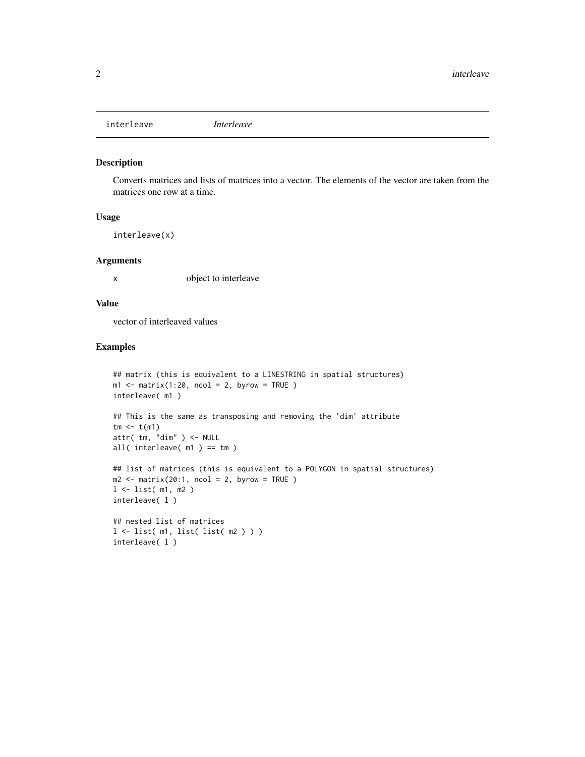## interleave *Interleave*

### Description

Converts matrices and lists of matrices into a vector. The elements of the vector are taken from the matrices one row at a time.

### Usage

```
interleave(x)
```

### Arguments

| | |
|---|---|
| x | object to interleave |

### Value

vector of interleaved values

### Examples

```
## matrix (this is equivalent to a LINESTRING in spatial structures)
m1 <- matrix(1:20, ncol = 2, byrow = TRUE )
interleave( m1 )

## This is the same as transposing and removing the 'dim' attribute
tm <- t(m1)
attr( tm, "dim" ) <- NULL
all( interleave( m1 ) == tm )

## list of matrices (this is equivalent to a POLYGON in spatial structures)
m2 <- matrix(20:1, ncol = 2, byrow = TRUE )
l <- list( m1, m2 )
interleave( l )

## nested list of matrices
l <- list( m1, list( list( m2 ) ) )
interleave( l )
```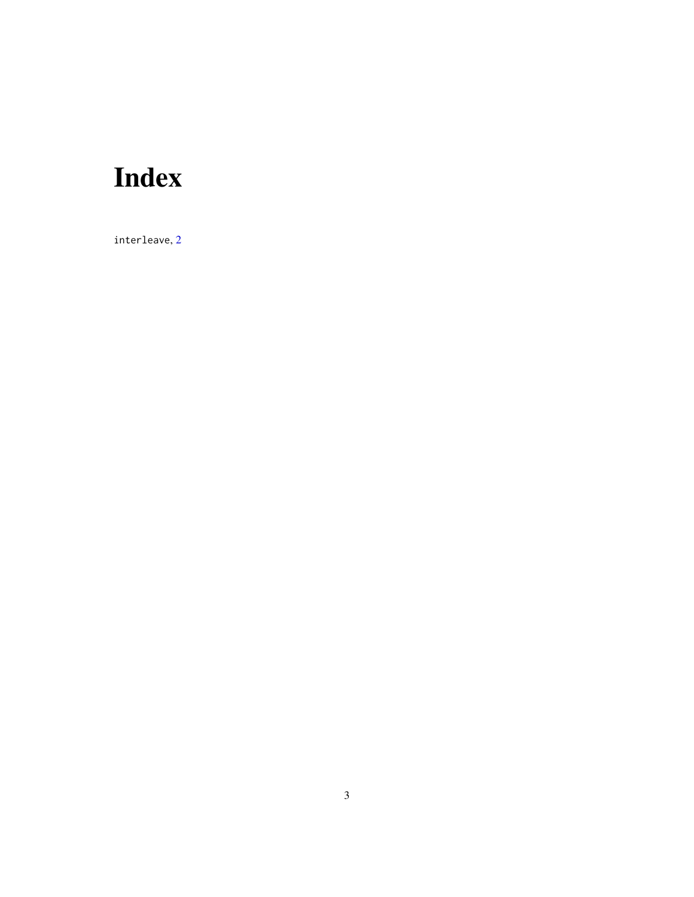# Index

`interleave`, 2